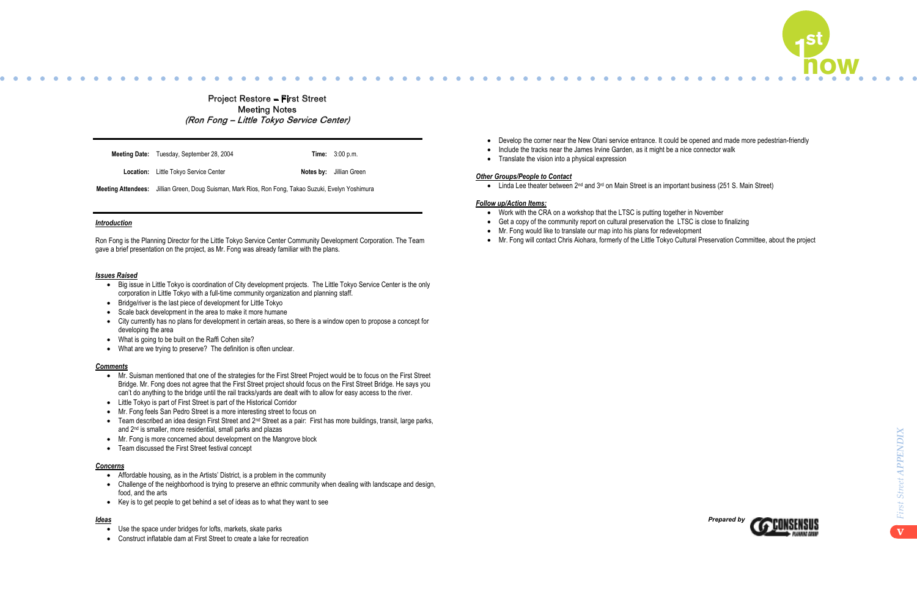# Project Restore – First Street
## Meeting Notes
### *(Ron Fong – Little Tokyo Service Center)*

| | | | |
|---|---|---|---|
| **Meeting Date:** | Tuesday, September 28, 2004 | **Time:** | 3:00 p.m. |
| **Location:** | Little Tokyo Service Center | **Notes by:** | Jillian Green |
| **Meeting Attendees:** | Jillian Green, Doug Suisman, Mark Rios, Ron Fong, Takao Suzuki, Evelyn Yoshimura | | |

***Introduction***

Ron Fong is the Planning Director for the Little Tokyo Service Center Community Development Corporation. The Team gave a brief presentation on the project, as Mr. Fong was already familiar with the plans.

***Issues Raised***

- Big issue in Little Tokyo is coordination of City development projects. The Little Tokyo Service Center is the only corporation in Little Tokyo with a full-time community organization and planning staff.
- Bridge/river is the last piece of development for Little Tokyo
- Scale back development in the area to make it more humane
- City currently has no plans for development in certain areas, so there is a window open to propose a concept for developing the area
- What is going to be built on the Raffi Cohen site?
- What are we trying to preserve? The definition is often unclear.

***Comments***

- Mr. Suisman mentioned that one of the strategies for the First Street Project would be to focus on the First Street Bridge. Mr. Fong does not agree that the First Street project should focus on the First Street Bridge. He says you can't do anything to the bridge until the rail tracks/yards are dealt with to allow for easy access to the river.
- Little Tokyo is part of First Street is part of the Historical Corridor
- Mr. Fong feels San Pedro Street is a more interesting street to focus on
- Team described an idea design First Street and 2nd Street as a pair: First has more buildings, transit, large parks, and 2nd is smaller, more residential, small parks and plazas
- Mr. Fong is more concerned about development on the Mangrove block
- Team discussed the First Street festival concept

***Concerns***

- Affordable housing, as in the Artists' District, is a problem in the community
- Challenge of the neighborhood is trying to preserve an ethnic community when dealing with landscape and design, food, and the arts
- Key is to get people to get behind a set of ideas as to what they want to see

***Ideas***

- Use the space under bridges for lofts, markets, skate parks
- Construct inflatable dam at First Street to create a lake for recreation
- Develop the corner near the New Otani service entrance. It could be opened and made more pedestrian-friendly
- Include the tracks near the James Irvine Garden, as it might be a nice connector walk
- Translate the vision into a physical expression

***Other Groups/People to Contact***

- Linda Lee theater between 2nd and 3rd on Main Street is an important business (251 S. Main Street)

***Follow up/Action Items:***

- Work with the CRA on a workshop that the LTSC is putting together in November
- Get a copy of the community report on cultural preservation the LTSC is close to finalizing
- Mr. Fong would like to translate our map into his plans for redevelopment
- Mr. Fong will contact Chris Aiohara, formerly of the Little Tokyo Cultural Preservation Committee, about the project

*Prepared by* Consensus Planning Group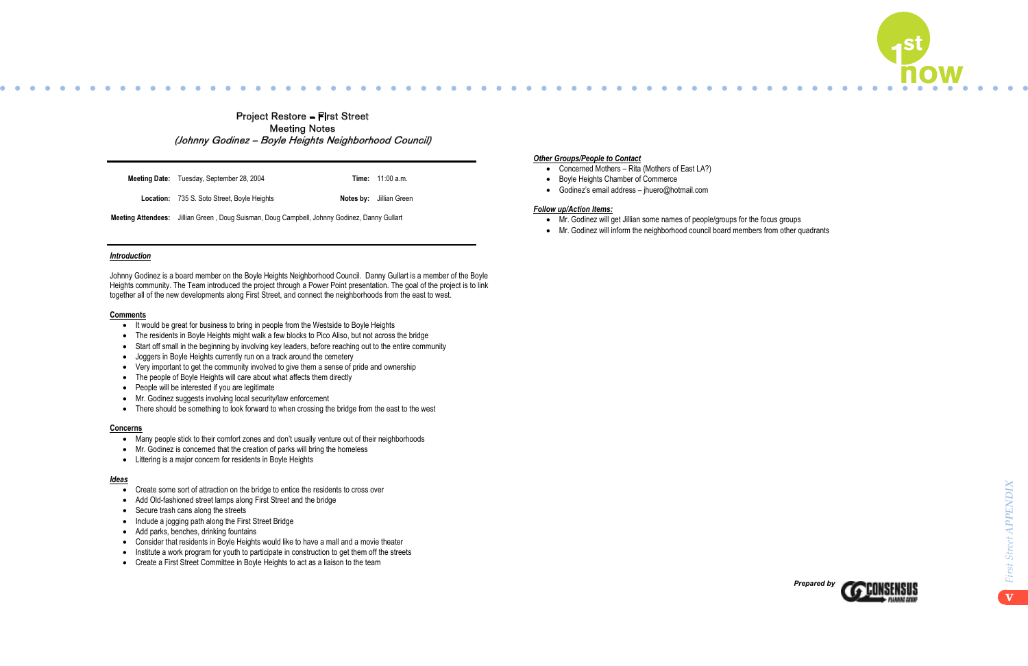# Project Restore – First Street
## Meeting Notes
### *(Johnny Godinez – Boyle Heights Neighborhood Council)*

| | | | |
|---|---|---|---|
| **Meeting Date:** | Tuesday, September 28, 2004 | **Time:** | 11:00 a.m. |
| **Location:** | 735 S. Soto Street, Boyle Heights | **Notes by:** | Jillian Green |
| **Meeting Attendees:** | Jillian Green , Doug Suisman, Doug Campbell, Johnny Godinez, Danny Gullart | | |

***Introduction***

Johnny Godinez is a board member on the Boyle Heights Neighborhood Council. Danny Gullart is a member of the Boyle Heights community. The Team introduced the project through a Power Point presentation. The goal of the project is to link together all of the new developments along First Street, and connect the neighborhoods from the east to west.

**Comments**

- It would be great for business to bring in people from the Westside to Boyle Heights
- The residents in Boyle Heights might walk a few blocks to Pico Aliso, but not across the bridge
- Start off small in the beginning by involving key leaders, before reaching out to the entire community
- Joggers in Boyle Heights currently run on a track around the cemetery
- Very important to get the community involved to give them a sense of pride and ownership
- The people of Boyle Heights will care about what affects them directly
- People will be interested if you are legitimate
- Mr. Godinez suggests involving local security/law enforcement
- There should be something to look forward to when crossing the bridge from the east to the west

**Concerns**

- Many people stick to their comfort zones and don't usually venture out of their neighborhoods
- Mr. Godinez is concerned that the creation of parks will bring the homeless
- Littering is a major concern for residents in Boyle Heights

***Ideas***

- Create some sort of attraction on the bridge to entice the residents to cross over
- Add Old-fashioned street lamps along First Street and the bridge
- Secure trash cans along the streets
- Include a jogging path along the First Street Bridge
- Add parks, benches, drinking fountains
- Consider that residents in Boyle Heights would like to have a mall and a movie theater
- Institute a work program for youth to participate in construction to get them off the streets
- Create a First Street Committee in Boyle Heights to act as a liaison to the team

***Other Groups/People to Contact***

- Concerned Mothers – Rita (Mothers of East LA?)
- Boyle Heights Chamber of Commerce
- Godinez's email address – jhuero@hotmail.com

***Follow up/Action Items:***

- Mr. Godinez will get Jillian some names of people/groups for the focus groups
- Mr. Godinez will inform the neighborhood council board members from other quadrants

*Prepared by* Consensus Planning Group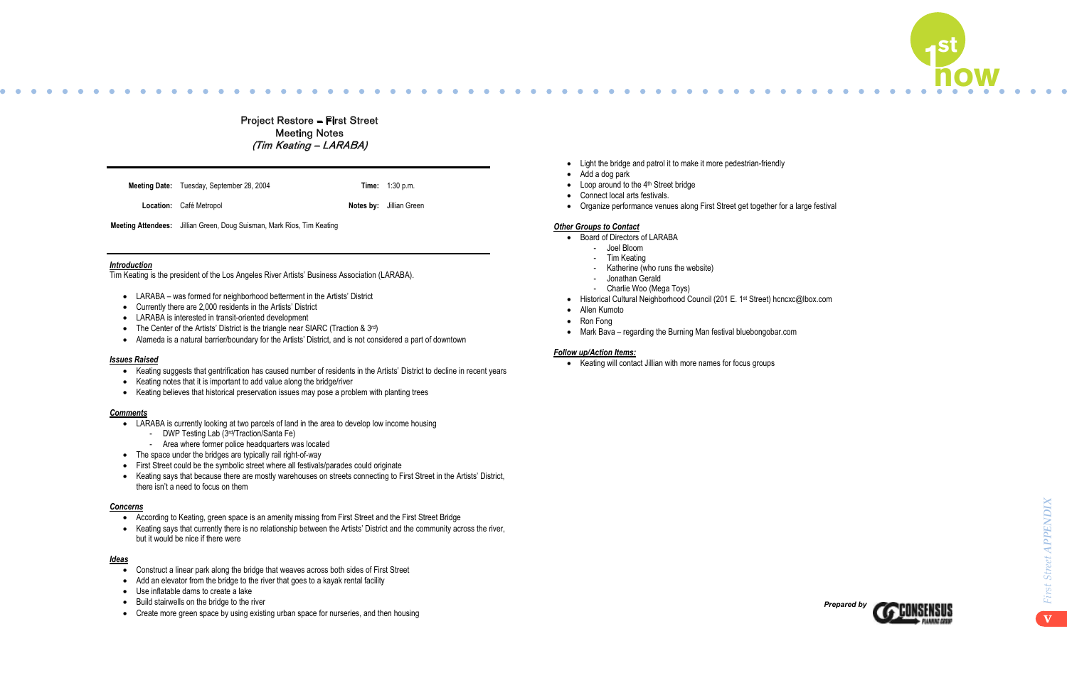# Project Restore – First Street
## Meeting Notes
### *(Tim Keating – LARABA)*

| | | | |
|---|---|---|---|
| **Meeting Date:** | Tuesday, September 28, 2004 | **Time:** | 1:30 p.m. |
| **Location:** | Café Metropol | **Notes by:** | Jillian Green |
| **Meeting Attendees:** | Jillian Green, Doug Suisman, Mark Rios, Tim Keating | | |

***Introduction***

Tim Keating is the president of the Los Angeles River Artists' Business Association (LARABA).

- LARABA – was formed for neighborhood betterment in the Artists' District
- Currently there are 2,000 residents in the Artists' District
- LARABA is interested in transit-oriented development
- The Center of the Artists' District is the triangle near SIARC (Traction & 3rd)
- Alameda is a natural barrier/boundary for the Artists' District, and is not considered a part of downtown

***Issues Raised***

- Keating suggests that gentrification has caused number of residents in the Artists' District to decline in recent years
- Keating notes that it is important to add value along the bridge/river
- Keating believes that historical preservation issues may pose a problem with planting trees

***Comments***

- LARABA is currently looking at two parcels of land in the area to develop low income housing
  - DWP Testing Lab (3rd/Traction/Santa Fe)
  - Area where former police headquarters was located
- The space under the bridges are typically rail right-of-way
- First Street could be the symbolic street where all festivals/parades could originate
- Keating says that because there are mostly warehouses on streets connecting to First Street in the Artists' District, there isn't a need to focus on them

***Concerns***

- According to Keating, green space is an amenity missing from First Street and the First Street Bridge
- Keating says that currently there is no relationship between the Artists' District and the community across the river, but it would be nice if there were

***Ideas***

- Construct a linear park along the bridge that weaves across both sides of First Street
- Add an elevator from the bridge to the river that goes to a kayak rental facility
- Use inflatable dams to create a lake
- Build stairwells on the bridge to the river
- Create more green space by using existing urban space for nurseries, and then housing
- Light the bridge and patrol it to make it more pedestrian-friendly
- Add a dog park
- Loop around to the 4th Street bridge
- Connect local arts festivals.
- Organize performance venues along First Street get together for a large festival

***Other Groups to Contact***

- Board of Directors of LARABA
  - Joel Bloom
  - Tim Keating
  - Katherine (who runs the website)
  - Jonathan Gerald
  - Charlie Woo (Mega Toys)
- Historical Cultural Neighborhood Council (201 E. 1st Street) hcncxc@lbox.com
- Allen Kumoto
- Ron Fong
- Mark Bava – regarding the Burning Man festival bluebongobar.com

***Follow up/Action Items:***

- Keating will contact Jillian with more names for focus groups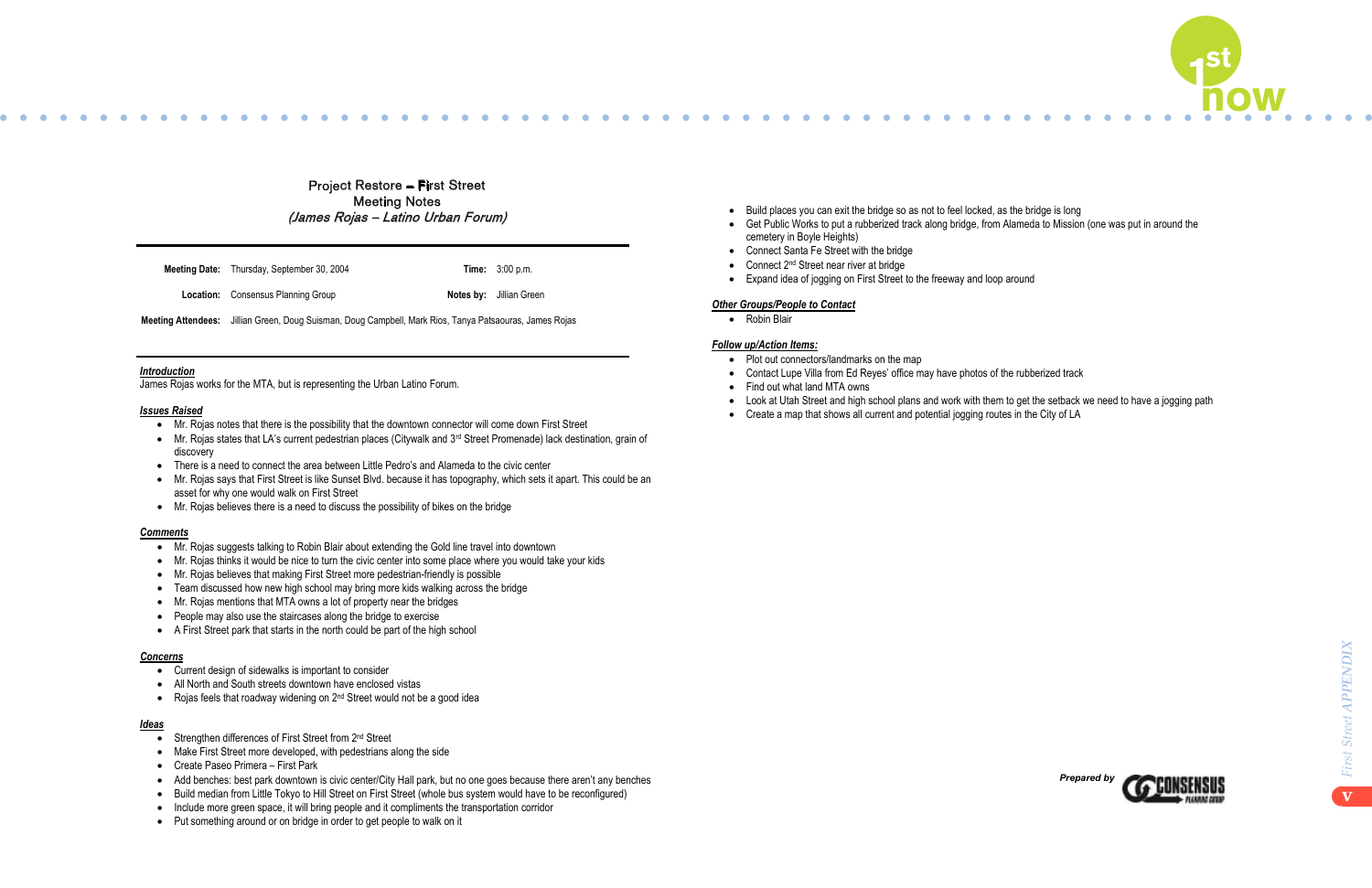# Project Restore – First Street
## Meeting Notes
### *(James Rojas – Latino Urban Forum)*

| | | | |
|---|---|---|---|
| **Meeting Date:** | Thursday, September 30, 2004 | **Time:** | 3:00 p.m. |
| **Location:** | Consensus Planning Group | **Notes by:** | Jillian Green |
| **Meeting Attendees:** | Jillian Green, Doug Suisman, Doug Campbell, Mark Rios, Tanya Patsaouras, James Rojas | | |

***Introduction***

James Rojas works for the MTA, but is representing the Urban Latino Forum.

***Issues Raised***

- Mr. Rojas notes that there is the possibility that the downtown connector will come down First Street
- Mr. Rojas states that LA's current pedestrian places (Citywalk and 3rd Street Promenade) lack destination, grain of discovery
- There is a need to connect the area between Little Pedro's and Alameda to the civic center
- Mr. Rojas says that First Street is like Sunset Blvd. because it has topography, which sets it apart. This could be an asset for why one would walk on First Street
- Mr. Rojas believes there is a need to discuss the possibility of bikes on the bridge

***Comments***

- Mr. Rojas suggests talking to Robin Blair about extending the Gold line travel into downtown
- Mr. Rojas thinks it would be nice to turn the civic center into some place where you would take your kids
- Mr. Rojas believes that making First Street more pedestrian-friendly is possible
- Team discussed how new high school may bring more kids walking across the bridge
- Mr. Rojas mentions that MTA owns a lot of property near the bridges
- People may also use the staircases along the bridge to exercise
- A First Street park that starts in the north could be part of the high school

***Concerns***

- Current design of sidewalks is important to consider
- All North and South streets downtown have enclosed vistas
- Rojas feels that roadway widening on 2nd Street would not be a good idea

***Ideas***

- Strengthen differences of First Street from 2nd Street
- Make First Street more developed, with pedestrians along the side
- Create Paseo Primera – First Park
- Add benches: best park downtown is civic center/City Hall park, but no one goes because there aren't any benches
- Build median from Little Tokyo to Hill Street on First Street (whole bus system would have to be reconfigured)
- Include more green space, it will bring people and it compliments the transportation corridor
- Put something around or on bridge in order to get people to walk on it
- Build places you can exit the bridge so as not to feel locked, as the bridge is long
- Get Public Works to put a rubberized track along bridge, from Alameda to Mission (one was put in around the cemetery in Boyle Heights)
- Connect Santa Fe Street with the bridge
- Connect 2nd Street near river at bridge
- Expand idea of jogging on First Street to the freeway and loop around

***Other Groups/People to Contact***

- Robin Blair

***Follow up/Action Items:***

- Plot out connectors/landmarks on the map
- Contact Lupe Villa from Ed Reyes' office may have photos of the rubberized track
- Find out what land MTA owns
- Look at Utah Street and high school plans and work with them to get the setback we need to have a jogging path
- Create a map that shows all current and potential jogging routes in the City of LA

**Prepared by** Consensus Planning Group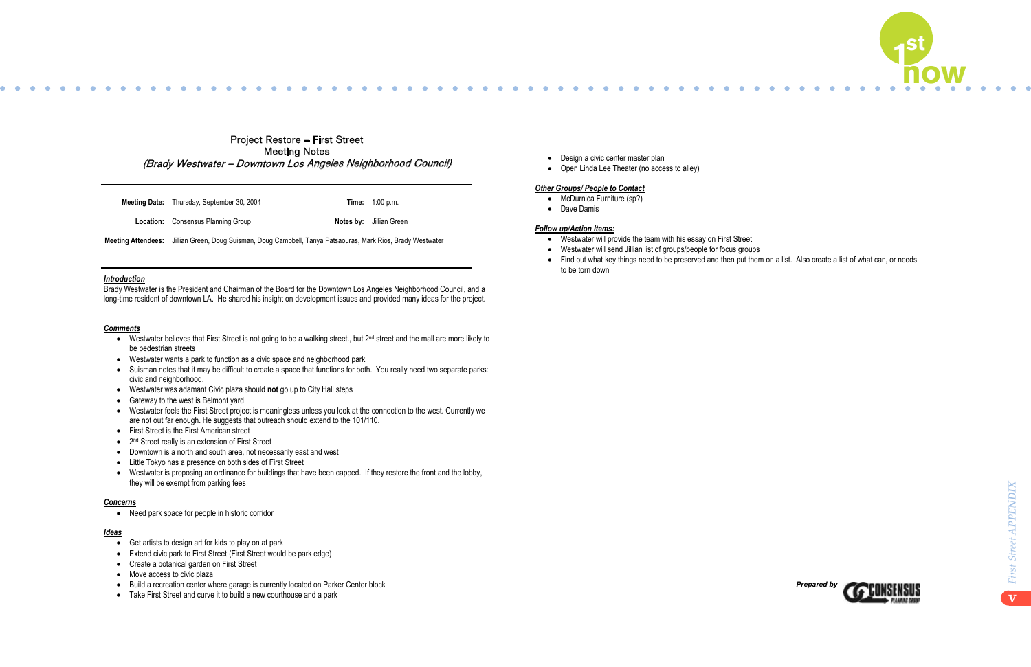# Project Restore – First Street
## Meeting Notes
### *(Brady Westwater – Downtown Los Angeles Neighborhood Council)*

| | | | |
|---|---|---|---|
| **Meeting Date:** | Thursday, September 30, 2004 | **Time:** | 1:00 p.m. |
| **Location:** | Consensus Planning Group | **Notes by:** | Jillian Green |
| **Meeting Attendees:** | Jillian Green, Doug Suisman, Doug Campbell, Tanya Patsaouras, Mark Rios, Brady Westwater | | |

***Introduction***

Brady Westwater is the President and Chairman of the Board for the Downtown Los Angeles Neighborhood Council, and a long-time resident of downtown LA. He shared his insight on development issues and provided many ideas for the project.

***Comments***

- Westwater believes that First Street is not going to be a walking street., but 2nd street and the mall are more likely to be pedestrian streets
- Westwater wants a park to function as a civic space and neighborhood park
- Suisman notes that it may be difficult to create a space that functions for both. You really need two separate parks: civic and neighborhood.
- Westwater was adamant Civic plaza should **not** go up to City Hall steps
- Gateway to the west is Belmont yard
- Westwater feels the First Street project is meaningless unless you look at the connection to the west. Currently we are not out far enough. He suggests that outreach should extend to the 101/110.
- First Street is the First American street
- 2nd Street really is an extension of First Street
- Downtown is a north and south area, not necessarily east and west
- Little Tokyo has a presence on both sides of First Street
- Westwater is proposing an ordinance for buildings that have been capped. If they restore the front and the lobby, they will be exempt from parking fees

***Concerns***

- Need park space for people in historic corridor

***Ideas***

- Get artists to design art for kids to play on at park
- Extend civic park to First Street (First Street would be park edge)
- Create a botanical garden on First Street
- Move access to civic plaza
- Build a recreation center where garage is currently located on Parker Center block
- Take First Street and curve it to build a new courthouse and a park
- Design a civic center master plan
- Open Linda Lee Theater (no access to alley)

***Other Groups/ People to Contact***

- McDurnica Furniture (sp?)
- Dave Damis

***Follow up/Action Items:***

- Westwater will provide the team with his essay on First Street
- Westwater will send Jillian list of groups/people for focus groups
- Find out what key things need to be preserved and then put them on a list. Also create a list of what can, or needs to be torn down

***Prepared by*** CONSENSUS PLANNING GROUP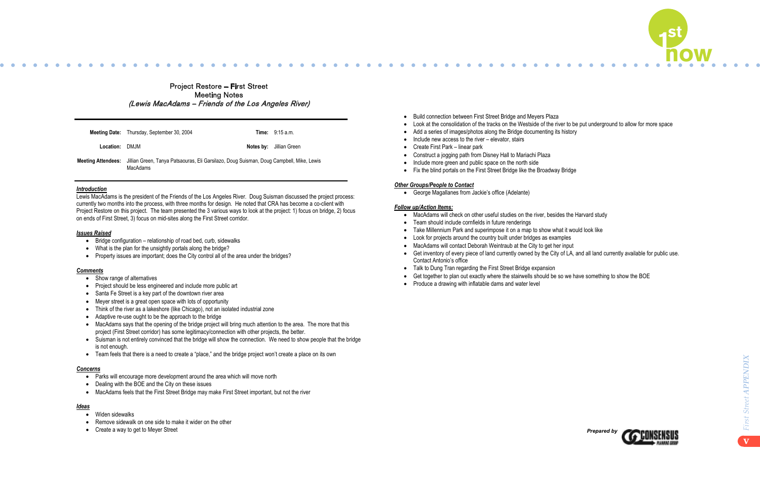# Project Restore – First Street
## Meeting Notes
### *(Lewis MacAdams – Friends of the Los Angeles River)*

| | | | |
|---|---|---|---|
| **Meeting Date:** | Thursday, September 30, 2004 | **Time:** | 9:15 a.m. |
| **Location:** | DMJM | **Notes by:** | Jillian Green |
| **Meeting Attendees:** | Jillian Green, Tanya Patsaouras, Eli Garsilazo, Doug Suisman, Doug Campbell, Mike, Lewis MacAdams | | |

***Introduction***

Lewis MacAdams is the president of the Friends of the Los Angeles River. Doug Suisman discussed the project process: currently two months into the process, with three months for design. He noted that CRA has become a co-client with Project Restore on this project. The team presented the 3 various ways to look at the project: 1) focus on bridge, 2) focus on ends of First Street, 3) focus on mid-sites along the First Street corridor.

***Issues Raised***

- Bridge configuration – relationship of road bed, curb, sidewalks
- What is the plan for the unsightly portals along the bridge?
- Property issues are important; does the City control all of the area under the bridges?

***Comments***

- Show range of alternatives
- Project should be less engineered and include more public art
- Santa Fe Street is a key part of the downtown river area
- Meyer street is a great open space with lots of opportunity
- Think of the river as a lakeshore (like Chicago), not an isolated industrial zone
- Adaptive re-use ought to be the approach to the bridge
- MacAdams says that the opening of the bridge project will bring much attention to the area. The more that this project (First Street corridor) has some legitimacy/connection with other projects, the better.
- Suisman is not entirely convinced that the bridge will show the connection. We need to show people that the bridge is not enough.
- Team feels that there is a need to create a "place," and the bridge project won't create a place on its own

***Concerns***

- Parks will encourage more development around the area which will move north
- Dealing with the BOE and the City on these issues
- MacAdams feels that the First Street Bridge may make First Street important, but not the river

***Ideas***

- Widen sidewalks
- Remove sidewalk on one side to make it wider on the other
- Create a way to get to Meyer Street
- Build connection between First Street Bridge and Meyers Plaza
- Look at the consolidation of the tracks on the Westside of the river to be put underground to allow for more space
- Add a series of images/photos along the Bridge documenting its history
- Include new access to the river – elevator, stairs
- Create First Park – linear park
- Construct a jogging path from Disney Hall to Mariachi Plaza
- Include more green and public space on the north side
- Fix the blind portals on the First Street Bridge like the Broadway Bridge

***Other Groups/People to Contact***

- George Magallanes from Jackie's office (Adelante)

***Follow up/Action Items:***

- MacAdams will check on other useful studies on the river, besides the Harvard study
- Team should include cornfields in future renderings
- Take Millennium Park and superimpose it on a map to show what it would look like
- Look for projects around the country built under bridges as examples
- MacAdams will contact Deborah Weintraub at the City to get her input
- Get inventory of every piece of land currently owned by the City of LA, and all land currently available for public use. Contact Antonio's office
- Talk to Dung Tran regarding the First Street Bridge expansion
- Get together to plan out exactly where the stairwells should be so we have something to show the BOE
- Produce a drawing with inflatable dams and water level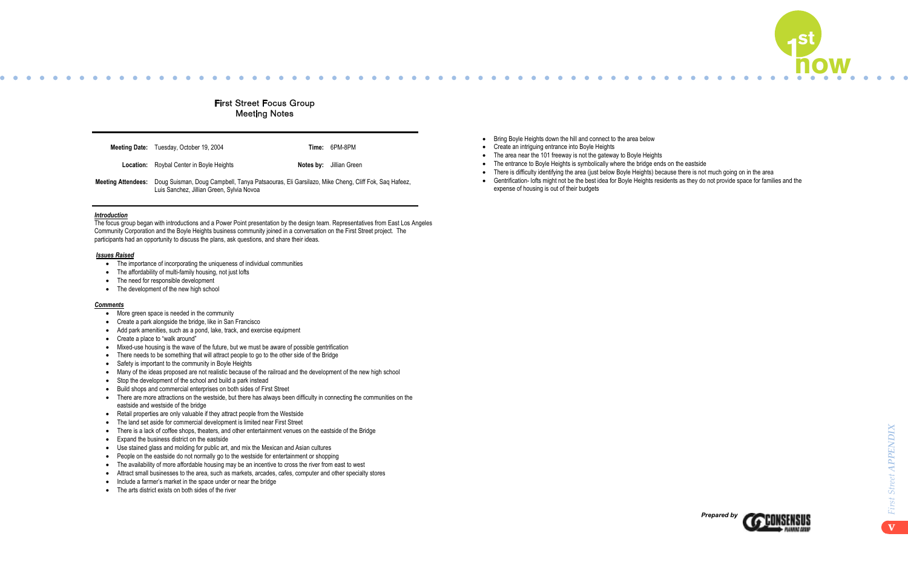# First Street Focus Group
## Meeting Notes

| | | | |
|---|---|---|---|
| **Meeting Date:** | Tuesday, October 19, 2004 | **Time:** | 6PM-8PM |
| **Location:** | Roybal Center in Boyle Heights | **Notes by:** | Jillian Green |
| **Meeting Attendees:** | Doug Suisman, Doug Campbell, Tanya Patsaouras, Eli Garsilazo, Mike Cheng, Cliff Fok, Saq Hafeez, Luis Sanchez, Jillian Green, Sylvia Novoa | | |

***Introduction***

The focus group began with introductions and a Power Point presentation by the design team. Representatives from East Los Angeles Community Corporation and the Boyle Heights business community joined in a conversation on the First Street project. The participants had an opportunity to discuss the plans, ask questions, and share their ideas.

***Issues Raised***

- The importance of incorporating the uniqueness of individual communities
- The affordability of multi-family housing, not just lofts
- The need for responsible development
- The development of the new high school

***Comments***

- More green space is needed in the community
- Create a park alongside the bridge, like in San Francisco
- Add park amenities, such as a pond, lake, track, and exercise equipment
- Create a place to "walk around"
- Mixed-use housing is the wave of the future, but we must be aware of possible gentrification
- There needs to be something that will attract people to go to the other side of the Bridge
- Safety is important to the community in Boyle Heights
- Many of the ideas proposed are not realistic because of the railroad and the development of the new high school
- Stop the development of the school and build a park instead
- Build shops and commercial enterprises on both sides of First Street
- There are more attractions on the westside, but there has always been difficulty in connecting the communities on the eastside and westside of the bridge
- Retail properties are only valuable if they attract people from the Westside
- The land set aside for commercial development is limited near First Street
- There is a lack of coffee shops, theaters, and other entertainment venues on the eastside of the Bridge
- Expand the business district on the eastside
- Use stained glass and molding for public art, and mix the Mexican and Asian cultures
- People on the eastside do not normally go to the westside for entertainment or shopping
- The availability of more affordable housing may be an incentive to cross the river from east to west
- Attract small businesses to the area, such as markets, arcades, cafes, computer and other specialty stores
- Include a farmer's market in the space under or near the bridge
- The arts district exists on both sides of the river
- Bring Boyle Heights down the hill and connect to the area below
- Create an intriguing entrance into Boyle Heights
- The area near the 101 freeway is not the gateway to Boyle Heights
- The entrance to Boyle Heights is symbolically where the bridge ends on the eastside
- There is difficulty identifying the area (just below Boyle Heights) because there is not much going on in the area
- Gentrification- lofts might not be the best idea for Boyle Heights residents as they do not provide space for families and the expense of housing is out of their budgets

*Prepared by* Consensus Planning Group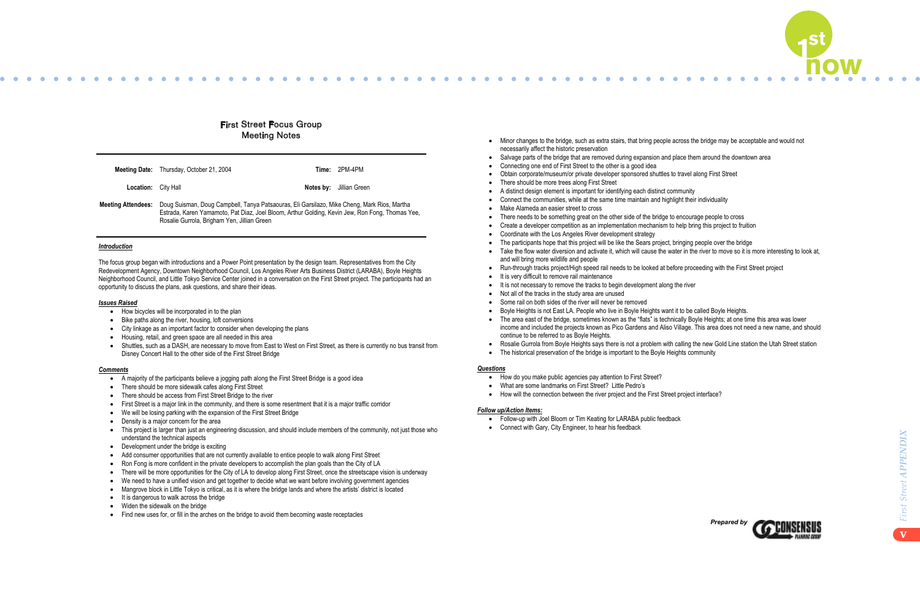# First Street Focus Group
## Meeting Notes

| | | | |
|---|---|---|---|
| **Meeting Date:** | Thursday, October 21, 2004 | **Time:** | 2PM-4PM |
| **Location:** | City Hall | **Notes by:** | Jillian Green |
| **Meeting Attendees:** | Doug Suisman, Doug Campbell, Tanya Patsaouras, Eli Garsilazo, Mike Cheng, Mark Rios, Martha Estrada, Karen Yamamoto, Pat Diaz, Joel Bloom, Arthur Golding, Kevin Jew, Ron Fong, Thomas Yee, Rosalie Gurrola, Brigham Yen, Jillian Green | | |

### *Introduction*

The focus group began with introductions and a Power Point presentation by the design team. Representatives from the City Redevelopment Agency, Downtown Neighborhood Council, Los Angeles River Arts Business District (LARABA), Boyle Heights Neighborhood Council, and Little Tokyo Service Center joined in a conversation on the First Street project. The participants had an opportunity to discuss the plans, ask questions, and share their ideas.

### *Issues Raised*

- How bicycles will be incorporated in to the plan
- Bike paths along the river, housing, loft conversions
- City linkage as an important factor to consider when developing the plans
- Housing, retail, and green space are all needed in this area
- Shuttles, such as a DASH, are necessary to move from East to West on First Street, as there is currently no bus transit from Disney Concert Hall to the other side of the First Street Bridge

### *Comments*

- A majority of the participants believe a jogging path along the First Street Bridge is a good idea
- There should be more sidewalk cafes along First Street
- There should be access from First Street Bridge to the river
- First Street is a major link in the community, and there is some resentment that it is a major traffic corridor
- We will be losing parking with the expansion of the First Street Bridge
- Density is a major concern for the area
- This project is larger than just an engineering discussion, and should include members of the community, not just those who understand the technical aspects
- Development under the bridge is exciting
- Add consumer opportunities that are not currently available to entice people to walk along First Street
- Ron Fong is more confident in the private developers to accomplish the plan goals than the City of LA
- There will be more opportunities for the City of LA to develop along First Street, once the streetscape vision is underway
- We need to have a unified vision and get together to decide what we want before involving government agencies
- Mangrove block in Little Tokyo is critical, as it is where the bridge lands and where the artists' district is located
- It is dangerous to walk across the bridge
- Widen the sidewalk on the bridge
- Find new uses for, or fill in the arches on the bridge to avoid them becoming waste receptacles
- Minor changes to the bridge, such as extra stairs, that bring people across the bridge may be acceptable and would not necessarily affect the historic preservation
- Salvage parts of the bridge that are removed during expansion and place them around the downtown area
- Connecting one end of First Street to the other is a good idea
- Obtain corporate/museum/or private developer sponsored shuttles to travel along First Street
- There should be more trees along First Street
- A distinct design element is important for identifying each distinct community
- Connect the communities, while at the same time maintain and highlight their individuality
- Make Alameda an easier street to cross
- There needs to be something great on the other side of the bridge to encourage people to cross
- Create a developer competition as an implementation mechanism to help bring this project to fruition
- Coordinate with the Los Angeles River development strategy
- The participants hope that this project will be like the Sears project, bringing people over the bridge
- Take the flow water diversion and activate it, which will cause the water in the river to move so it is more interesting to look at, and will bring more wildlife and people
- Run-through tracks project/High speed rail needs to be looked at before proceeding with the First Street project
- It is very difficult to remove rail maintenance
- It is not necessary to remove the tracks to begin development along the river
- Not all of the tracks in the study area are unused
- Some rail on both sides of the river will never be removed
- Boyle Heights is not East LA. People who live in Boyle Heights want it to be called Boyle Heights.
- The area east of the bridge, sometimes known as the "flats" is technically Boyle Heights; at one time this area was lower income and included the projects known as Pico Gardens and Aliso Village. This area does not need a new name, and should continue to be referred to as Boyle Heights.
- Rosalie Gurrola from Boyle Heights says there is not a problem with calling the new Gold Line station the Utah Street station
- The historical preservation of the bridge is important to the Boyle Heights community

### *Questions*

- How do you make public agencies pay attention to First Street?
- What are some landmarks on First Street? Little Pedro's
- How will the connection between the river project and the First Street project interface?

### *Follow up/Action Items:*

- Follow-up with Joel Bloom or Tim Keating for LARABA public feedback
- Connect with Gary, City Engineer, to hear his feedback

*Prepared by* Consensus Planning Group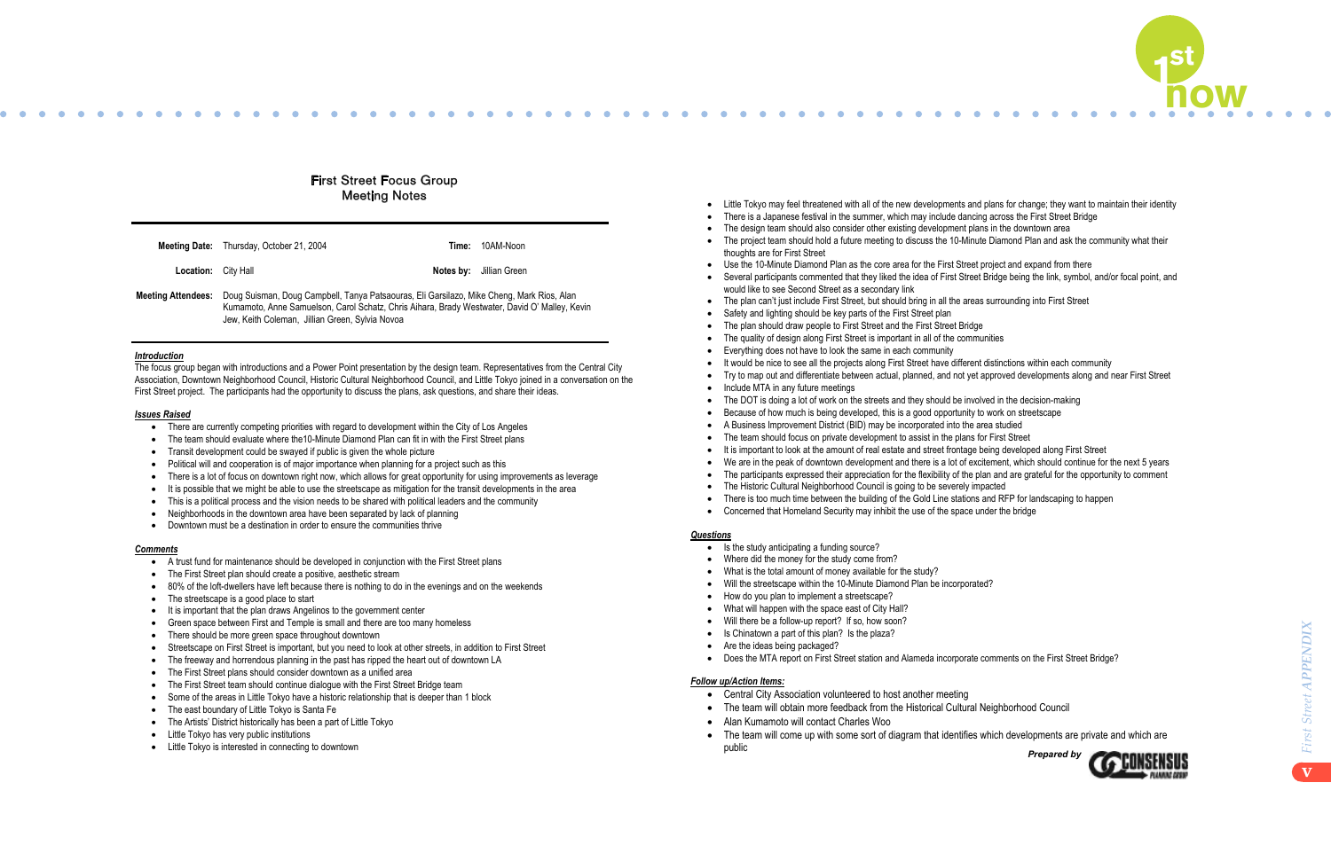# First Street Focus Group Meeting Notes

| | | | |
|---|---|---|---|
| **Meeting Date:** | Thursday, October 21, 2004 | **Time:** | 10AM-Noon |
| **Location:** | City Hall | **Notes by:** | Jillian Green |
| **Meeting Attendees:** | Doug Suisman, Doug Campbell, Tanya Patsaouras, Eli Garsilazo, Mike Cheng, Mark Rios, Alan Kumamoto, Anne Samuelson, Carol Schatz, Chris Aihara, Brady Westwater, David O' Malley, Kevin Jew, Keith Coleman, Jillian Green, Sylvia Novoa | | |

***Introduction***

The focus group began with introductions and a Power Point presentation by the design team. Representatives from the Central City Association, Downtown Neighborhood Council, Historic Cultural Neighborhood Council, and Little Tokyo joined in a conversation on the First Street project. The participants had the opportunity to discuss the plans, ask questions, and share their ideas.

***Issues Raised***

- There are currently competing priorities with regard to development within the City of Los Angeles
- The team should evaluate where the10-Minute Diamond Plan can fit in with the First Street plans
- Transit development could be swayed if public is given the whole picture
- Political will and cooperation is of major importance when planning for a project such as this
- There is a lot of focus on downtown right now, which allows for great opportunity for using improvements as leverage
- It is possible that we might be able to use the streetscape as mitigation for the transit developments in the area
- This is a political process and the vision needs to be shared with political leaders and the community
- Neighborhoods in the downtown area have been separated by lack of planning
- Downtown must be a destination in order to ensure the communities thrive

***Comments***

- A trust fund for maintenance should be developed in conjunction with the First Street plans
- The First Street plan should create a positive, aesthetic stream
- 80% of the loft-dwellers have left because there is nothing to do in the evenings and on the weekends
- The streetscape is a good place to start
- It is important that the plan draws Angelinos to the government center
- Green space between First and Temple is small and there are too many homeless
- There should be more green space throughout downtown
- Streetscape on First Street is important, but you need to look at other streets, in addition to First Street
- The freeway and horrendous planning in the past has ripped the heart out of downtown LA
- The First Street plans should consider downtown as a unified area
- The First Street team should continue dialogue with the First Street Bridge team
- Some of the areas in Little Tokyo have a historic relationship that is deeper than 1 block
- The east boundary of Little Tokyo is Santa Fe
- The Artists' District historically has been a part of Little Tokyo
- Little Tokyo has very public institutions
- Little Tokyo is interested in connecting to downtown
- Little Tokyo may feel threatened with all of the new developments and plans for change; they want to maintain their identity
- There is a Japanese festival in the summer, which may include dancing across the First Street Bridge
- The design team should also consider other existing development plans in the downtown area
- The project team should hold a future meeting to discuss the 10-Minute Diamond Plan and ask the community what their thoughts are for First Street
- Use the 10-Minute Diamond Plan as the core area for the First Street project and expand from there
- Several participants commented that they liked the idea of First Street Bridge being the link, symbol, and/or focal point, and would like to see Second Street as a secondary link
- The plan can't just include First Street, but should bring in all the areas surrounding into First Street
- Safety and lighting should be key parts of the First Street plan
- The plan should draw people to First Street and the First Street Bridge
- The quality of design along First Street is important in all of the communities
- Everything does not have to look the same in each community
- It would be nice to see all the projects along First Street have different distinctions within each community
- Try to map out and differentiate between actual, planned, and not yet approved developments along and near First Street
- Include MTA in any future meetings
- The DOT is doing a lot of work on the streets and they should be involved in the decision-making
- Because of how much is being developed, this is a good opportunity to work on streetscape
- A Business Improvement District (BID) may be incorporated into the area studied
- The team should focus on private development to assist in the plans for First Street
- It is important to look at the amount of real estate and street frontage being developed along First Street
- We are in the peak of downtown development and there is a lot of excitement, which should continue for the next 5 years
- The participants expressed their appreciation for the flexibility of the plan and are grateful for the opportunity to comment
- The Historic Cultural Neighborhood Council is going to be severely impacted
- There is too much time between the building of the Gold Line stations and RFP for landscaping to happen
- Concerned that Homeland Security may inhibit the use of the space under the bridge

***Questions***

- Is the study anticipating a funding source?
- Where did the money for the study come from?
- What is the total amount of money available for the study?
- Will the streetscape within the 10-Minute Diamond Plan be incorporated?
- How do you plan to implement a streetscape?
- What will happen with the space east of City Hall?
- Will there be a follow-up report? If so, how soon?
- Is Chinatown a part of this plan? Is the plaza?
- Are the ideas being packaged?
- Does the MTA report on First Street station and Alameda incorporate comments on the First Street Bridge?

***Follow up/Action Items:***

- Central City Association volunteered to host another meeting
- The team will obtain more feedback from the Historical Cultural Neighborhood Council
- Alan Kumamoto will contact Charles Woo
- The team will come up with some sort of diagram that identifies which developments are private and which are public

***Prepared by*** CONSENSUS PLANNING GROUP